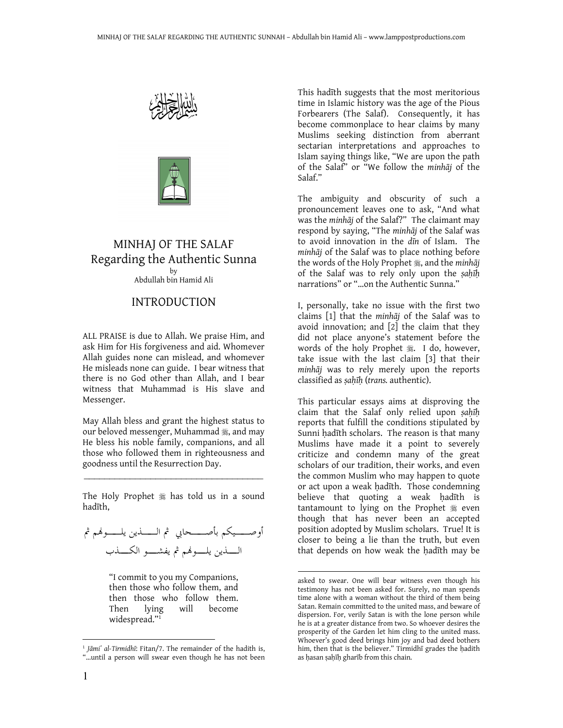# MINHAJ OF THE SALAF
## Regarding the Authentic Sunna

by
Abdullah bin Hamid Ali

## INTRODUCTION

ALL PRAISE is due to Allah. We praise Him, and ask Him for His forgiveness and aid. Whomever Allah guides none can mislead, and whomever He misleads none can guide. I bear witness that there is no God other than Allah, and I bear witness that Muhammad is His slave and Messenger.

May Allah bless and grant the highest status to our beloved messenger, Muhammad ﷺ, and may He bless his noble family, companions, and all those who followed them in righteousness and goodness until the Resurrection Day.

---

The Holy Prophet ﷺ has told us in a sound hadīth,

أوصيكم بأصحابي ثم الذين يلونهم ثم الذين يلونهم ثم يفشو الكذب

> "I commit to you my Companions, then those who follow them, and then those who follow them. Then lying will become widespread."[1]

This hadīth suggests that the most meritorious time in Islamic history was the age of the Pious Forbearers (The Salaf). Consequently, it has become commonplace to hear claims by many Muslims seeking distinction from aberrant sectarian interpretations and approaches to Islam saying things like, "We are upon the path of the Salaf" or "We follow the *minhāj* of the Salaf."

The ambiguity and obscurity of such a pronouncement leaves one to ask, "And what was the *minhāj* of the Salaf?" The claimant may respond by saying, "The *minhāj* of the Salaf was to avoid innovation in the *dīn* of Islam. The *minhāj* of the Salaf was to place nothing before the words of the Holy Prophet ﷺ, and the *minhāj* of the Salaf was to rely only upon the *ṣaḥīḥ* narrations" or "…on the Authentic Sunna."

I, personally, take no issue with the first two claims [1] that the *minhāj* of the Salaf was to avoid innovation; and [2] the claim that they did not place anyone's statement before the words of the holy Prophet ﷺ. I do, however, take issue with the last claim [3] that their *minhāj* was to rely merely upon the reports classified as *ṣaḥīḥ* (*trans.* authentic).

This particular essays aims at disproving the claim that the Salaf only relied upon *ṣaḥīḥ* reports that fulfill the conditions stipulated by Sunni ḥadīth scholars. The reason is that many Muslims have made it a point to severely criticize and condemn many of the great scholars of our tradition, their works, and even the common Muslim who may happen to quote or act upon a weak ḥadīth. Those condemning believe that quoting a weak ḥadīth is tantamount to lying on the Prophet ﷺ even though that has never been an accepted position adopted by Muslim scholars. True! It is closer to being a lie than the truth, but even that depends on how weak the ḥadīth may be

---

[1] *Jāmiʿ al-Tirmidhī*: Fitan/7. The remainder of the hadith is, "…until a person will swear even though he has not been asked to swear. One will bear witness even though his testimony has not been asked for. Surely, no man spends time alone with a woman without the third of them being Satan. Remain committed to the united mass, and beware of dispersion. For, verily Satan is with the lone person while he is at a greater distance from two. So whoever desires the prosperity of the Garden let him cling to the united mass. Whoever's good deed brings him joy and bad deed bothers him, then that is the believer." Tirmidhī grades the ḥadith as ḥasan ṣaḥīḥ gharīb from this chain.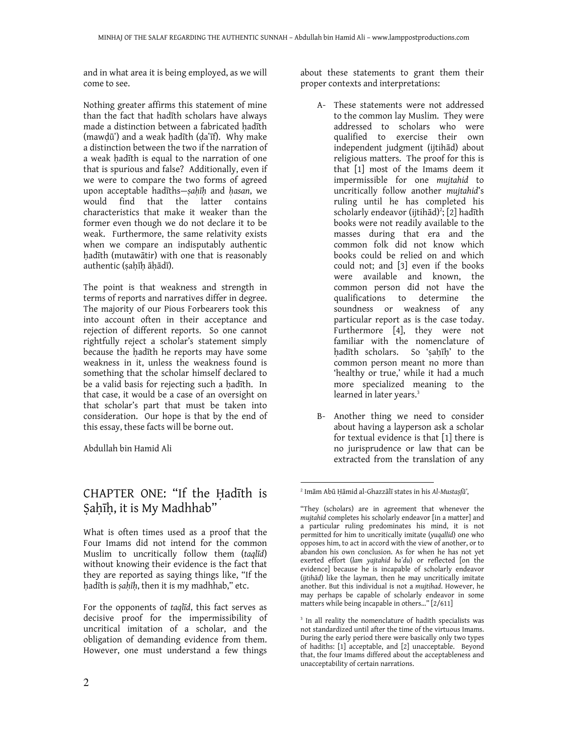and in what area it is being employed, as we will come to see.

Nothing greater affirms this statement of mine than the fact that hadīth scholars have always made a distinction between a fabricated ḥadīth (mawḍūʿ) and a weak ḥadīth (ḍaʿīf). Why make a distinction between the two if the narration of a weak ḥadīth is equal to the narration of one that is spurious and false? Additionally, even if we were to compare the two forms of agreed upon acceptable ḥadīths—*ṣaḥīḥ* and *ḥasan*, we would find that the latter contains characteristics that make it weaker than the former even though we do not declare it to be weak. Furthermore, the same relativity exists when we compare an indisputably authentic ḥadīth (mutawātir) with one that is reasonably authentic (ṣaḥīḥ āḥādī).

The point is that weakness and strength in terms of reports and narratives differ in degree. The majority of our Pious Forbearers took this into account often in their acceptance and rejection of different reports. So one cannot rightfully reject a scholar's statement simply because the ḥadīth he reports may have some weakness in it, unless the weakness found is something that the scholar himself declared to be a valid basis for rejecting such a ḥadīth. In that case, it would be a case of an oversight on that scholar's part that must be taken into consideration. Our hope is that by the end of this essay, these facts will be borne out.

Abdullah bin Hamid Ali

## CHAPTER ONE: "If the Ḥadīth is Ṣaḥīḥ, it is My Madhhab"

What is often times used as a proof that the Four Imams did not intend for the common Muslim to uncritically follow them (*taqlīd*) without knowing their evidence is the fact that they are reported as saying things like, "If the ḥadīth is *ṣaḥīḥ*, then it is my madhhab," etc.

For the opponents of *taqlīd*, this fact serves as decisive proof for the impermissibility of uncritical imitation of a scholar, and the obligation of demanding evidence from them. However, one must understand a few things about these statements to grant them their proper contexts and interpretations:

A- These statements were not addressed to the common lay Muslim. They were addressed to scholars who were qualified to exercise their own independent judgment (ijtihād) about religious matters. The proof for this is that [1] most of the Imams deem it impermissible for one *mujtahid* to uncritically follow another *mujtahid*'s ruling until he has completed his scholarly endeavor (ijtihād)[2]; [2] ḥadīth books were not readily available to the masses during that era and the common folk did not know which books could be relied on and which could not; and [3] even if the books were available and known, the common person did not have the qualifications to determine the soundness or weakness of any particular report as is the case today. Furthermore [4], they were not familiar with the nomenclature of ḥadīth scholars. So 'ṣaḥīḥ' to the common person meant no more than 'healthy or true,' while it had a much more specialized meaning to the learned in later years.[3]

B- Another thing we need to consider about having a layperson ask a scholar for textual evidence is that [1] there is no jurisprudence or law that can be extracted from the translation of any

---

[2] Imām Abū Ḥāmid al-Ghazzālī states in his *Al-Mustaṣfā'*,

"They (scholars) are in agreement that whenever the *mujtahid* completes his scholarly endeavor [in a matter] and a particular ruling predominates his mind, it is not permitted for him to uncritically imitate (*yuqallid*) one who opposes him, to act in accord with the view of another, or to abandon his own conclusion. As for when he has not yet exerted effort (*lam yajtahid baʿdu*) or reflected [on the evidence] because he is incapable of scholarly endeavor (*ijtihād*) like the layman, then he may uncritically imitate another. But this individual is not a *mujtihad*. However, he may perhaps be capable of scholarly endeavor in some matters while being incapable in others..." [2/611]

[3] In all reality the nomenclature of hadith specialists was not standardized until after the time of the virtuous Imams. During the early period there were basically only two types of hadiths: [1] acceptable, and [2] unacceptable. Beyond that, the four Imams differed about the acceptableness and unacceptability of certain narrations.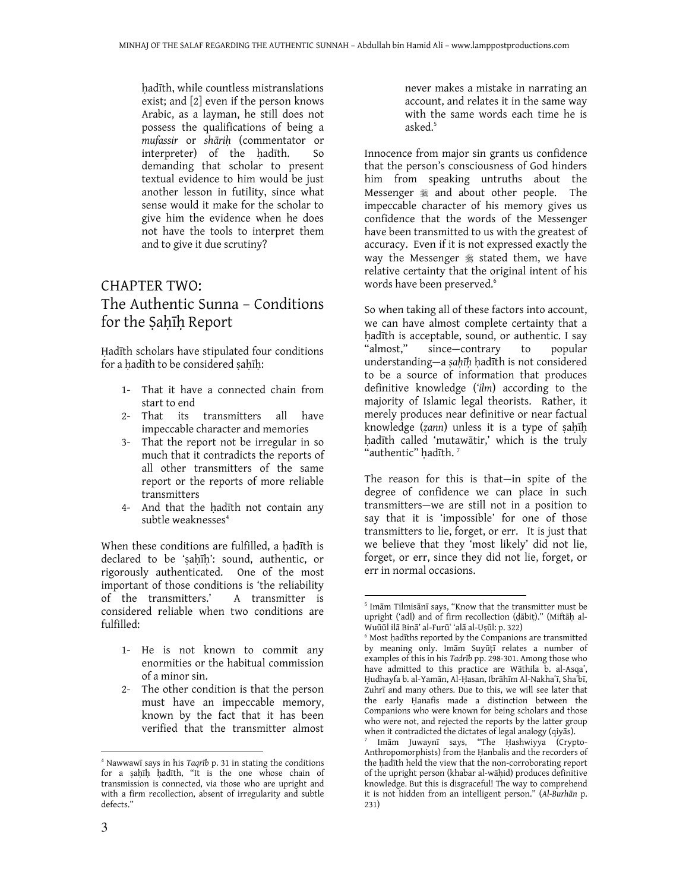ḥadīth, while countless mistranslations exist; and [2] even if the person knows Arabic, as a layman, he still does not possess the qualifications of being a *mufassir* or *shāriḥ* (commentator or interpreter) of the ḥadīth. So demanding that scholar to present textual evidence to him would be just another lesson in futility, since what sense would it make for the scholar to give him the evidence when he does not have the tools to interpret them and to give it due scrutiny?

## CHAPTER TWO: The Authentic Sunna – Conditions for the Ṣaḥīḥ Report

Ḥadīth scholars have stipulated four conditions for a ḥadīth to be considered ṣaḥīḥ:

1- That it have a connected chain from start to end
2- That its transmitters all have impeccable character and memories
3- That the report not be irregular in so much that it contradicts the reports of all other transmitters of the same report or the reports of more reliable transmitters
4- And that the ḥadīth not contain any subtle weaknesses[4]

When these conditions are fulfilled, a ḥadīth is declared to be 'ṣaḥīḥ': sound, authentic, or rigorously authenticated. One of the most important of those conditions is 'the reliability of the transmitters.' A transmitter is considered reliable when two conditions are fulfilled:

1- He is not known to commit any enormities or the habitual commission of a minor sin.
2- The other condition is that the person must have an impeccable memory, known by the fact that it has been verified that the transmitter almost never makes a mistake in narrating an account, and relates it in the same way with the same words each time he is asked.[5]

Innocence from major sin grants us confidence that the person's consciousness of God hinders him from speaking untruths about the Messenger ﷺ and about other people. The impeccable character of his memory gives us confidence that the words of the Messenger have been transmitted to us with the greatest of accuracy. Even if it is not expressed exactly the way the Messenger ﷺ stated them, we have relative certainty that the original intent of his words have been preserved.[6]

So when taking all of these factors into account, we can have almost complete certainty that a ḥadīth is acceptable, sound, or authentic. I say "almost," since—contrary to popular understanding—a *ṣaḥīḥ* ḥadīth is not considered to be a source of information that produces definitive knowledge (*'ilm*) according to the majority of Islamic legal theorists. Rather, it merely produces near definitive or near factual knowledge (*ẓann*) unless it is a type of ṣaḥīḥ ḥadīth called 'mutawātir,' which is the truly "authentic" ḥadīth.[7]

The reason for this is that—in spite of the degree of confidence we can place in such transmitters—we are still not in a position to say that it is 'impossible' for one of those transmitters to lie, forget, or err. It is just that we believe that they 'most likely' did not lie, forget, or err, since they did not lie, forget, or err in normal occasions.

---

[4] Nawwawī says in his *Taqrīb* p. 31 in stating the conditions for a ṣaḥīḥ ḥadīth, "It is the one whose chain of transmission is connected, via those who are upright and with a firm recollection, absent of irregularity and subtle defects."

[5] Imām Tilmisānī says, "Know that the transmitter must be upright ('adl) and of firm recollection (ḍābiṭ)." (Miftāḥ al-Wuūūl ilā Binā' al-Furū' 'alā al-Uṣūl: p. 322)

[6] Most ḥadīths reported by the Companions are transmitted by meaning only. Imām Suyūṭī relates a number of examples of this in his *Tadrīb* pp. 298-301. Among those who have admitted to this practice are Wāthila b. al-Asqa', Ḥudhayfa b. al-Yamān, Al-Ḥasan, Ibrāhīm Al-Nakha'ī, Sha'bī, Zuhrī and many others. Due to this, we will see later that the early Ḥanafis made a distinction between the Companions who were known for being scholars and those who were not, and rejected the reports by the latter group when it contradicted the dictates of legal analogy (qiyās).

[7] Imām Juwaynī says, "The Ḥashwiyya (Crypto-Anthropomorphists) from the Ḥanbalis and the recorders of the ḥadīth held the view that the non-corroborating report of the upright person (khabar al-wāḥid) produces definitive knowledge. But this is disgraceful! The way to comprehend it is not hidden from an intelligent person." (*Al-Burhān* p. 231)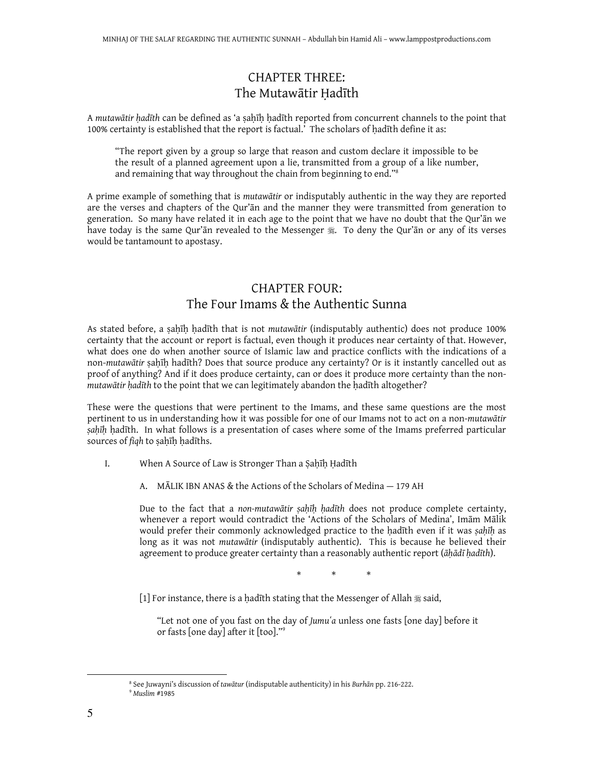## CHAPTER THREE: The Mutawātir Ḥadīth

A *mutawātir ḥadīth* can be defined as 'a ṣaḥīḥ ḥadīth reported from concurrent channels to the point that 100% certainty is established that the report is factual.' The scholars of ḥadīth define it as:

> "The report given by a group so large that reason and custom declare it impossible to be the result of a planned agreement upon a lie, transmitted from a group of a like number, and remaining that way throughout the chain from beginning to end."[8]

A prime example of something that is *mutawātir* or indisputably authentic in the way they are reported are the verses and chapters of the Qur'ān and the manner they were transmitted from generation to generation. So many have related it in each age to the point that we have no doubt that the Qur'ān we have today is the same Qur'ān revealed to the Messenger ﷺ. To deny the Qur'ān or any of its verses would be tantamount to apostasy.

## CHAPTER FOUR: The Four Imams & the Authentic Sunna

As stated before, a ṣaḥīḥ ḥadīth that is not *mutawātir* (indisputably authentic) does not produce 100% certainty that the account or report is factual, even though it produces near certainty of that. However, what does one do when another source of Islamic law and practice conflicts with the indications of a non-*mutawātir* ṣaḥīḥ ḥadīth? Does that source produce any certainty? Or is it instantly cancelled out as proof of anything? And if it does produce certainty, can or does it produce more certainty than the non-*mutawātir ḥadīth* to the point that we can legitimately abandon the ḥadīth altogether?

These were the questions that were pertinent to the Imams, and these same questions are the most pertinent to us in understanding how it was possible for one of our Imams not to act on a non-*mutawātir ṣaḥīḥ* ḥadīth. In what follows is a presentation of cases where some of the Imams preferred particular sources of *fiqh* to ṣaḥīḥ ḥadīths.

I. When A Source of Law is Stronger Than a Ṣaḥīḥ Ḥadīth

A. MĀLIK IBN ANAS & the Actions of the Scholars of Medina — 179 AH

Due to the fact that a *non-mutawātir ṣaḥīḥ ḥadīth* does not produce complete certainty, whenever a report would contradict the 'Actions of the Scholars of Medina', Imām Mālik would prefer their commonly acknowledged practice to the ḥadīth even if it was *ṣaḥīḥ* as long as it was not *mutawātir* (indisputably authentic). This is because he believed their agreement to produce greater certainty than a reasonably authentic report (*āḥādī ḥadīth*).

\* \* \*

[1] For instance, there is a ḥadīth stating that the Messenger of Allah ﷺ said,

> "Let not one of you fast on the day of *Jumu'a* unless one fasts [one day] before it or fasts [one day] after it [too]."[9]

---

[8] See Juwayni's discussion of *tawātur* (indisputable authenticity) in his *Burhān* pp. 216-222.

[9] *Muslim* #1985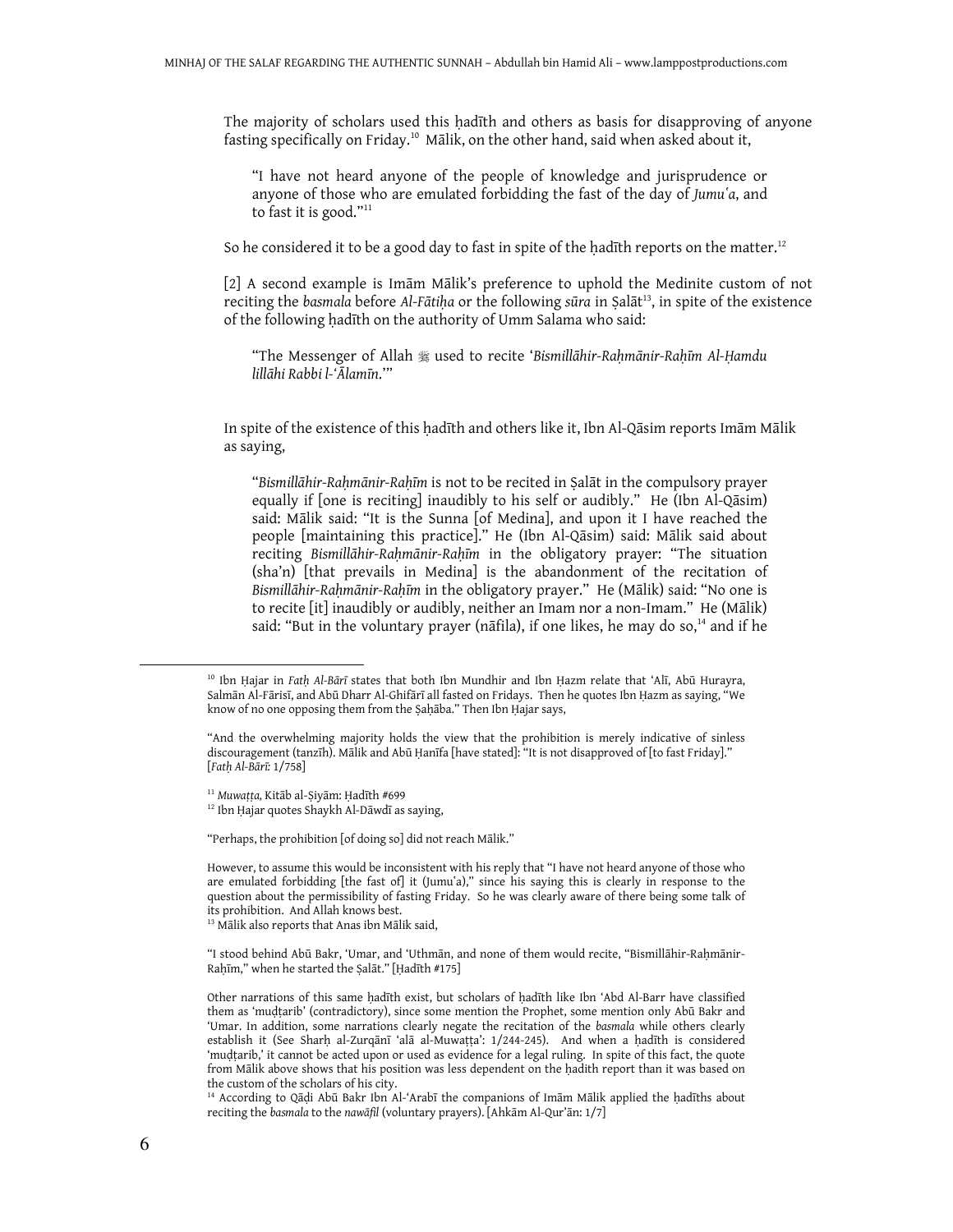The majority of scholars used this ḥadīth and others as basis for disapproving of anyone fasting specifically on Friday.[10] Mālik, on the other hand, said when asked about it,

> "I have not heard anyone of the people of knowledge and jurisprudence or anyone of those who are emulated forbidding the fast of the day of *Jumuʿa*, and to fast it is good."[11]

So he considered it to be a good day to fast in spite of the ḥadīth reports on the matter.[12]

[2] A second example is Imām Mālik's preference to uphold the Medinite custom of not reciting the *basmala* before *Al-Fātiḥa* or the following *sūra* in Ṣalāt[13], in spite of the existence of the following ḥadīth on the authority of Umm Salama who said:

> "The Messenger of Allah ﷺ used to recite '*Bismillāhir-Raḥmānir-Raḥīm Al-Ḥamdu lillāhi Rabbi l-ʿĀlamīn*.'"

In spite of the existence of this ḥadīth and others like it, Ibn Al-Qāsim reports Imām Mālik as saying,

> "*Bismillāhir-Raḥmānir-Raḥīm* is not to be recited in Ṣalāt in the compulsory prayer equally if [one is reciting] inaudibly to his self or audibly." He (Ibn Al-Qāsim) said: Mālik said: "It is the Sunna [of Medina], and upon it I have reached the people [maintaining this practice]." He (Ibn Al-Qāsim) said: Mālik said about reciting *Bismillāhir-Raḥmānir-Raḥīm* in the obligatory prayer: "The situation (sha'n) [that prevails in Medina] is the abandonment of the recitation of *Bismillāhir-Raḥmānir-Raḥīm* in the obligatory prayer." He (Mālik) said: "No one is to recite [it] inaudibly or audibly, neither an Imam nor a non-Imam." He (Mālik) said: "But in the voluntary prayer (nāfila), if one likes, he may do so,[14] and if he

---

[10] Ibn Ḥajar in *Fatḥ Al-Bārī* states that both Ibn Mundhir and Ibn Ḥazm relate that ʿAlī, Abū Hurayra, Salmān Al-Fārisī, and Abū Dharr Al-Ghifārī all fasted on Fridays. Then he quotes Ibn Ḥazm as saying, "We know of no one opposing them from the Ṣaḥāba." Then Ibn Ḥajar says,

"And the overwhelming majority holds the view that the prohibition is merely indicative of sinless discouragement (tanzīh). Mālik and Abū Ḥanīfa [have stated]: "It is not disapproved of [to fast Friday]." [*Fatḥ Al-Bārī:* 1/758]

[11] *Muwaṭṭa,* Kitāb al-Ṣiyām: Ḥadīth #699

[12] Ibn Ḥajar quotes Shaykh Al-Dāwdī as saying,

"Perhaps, the prohibition [of doing so] did not reach Mālik."

However, to assume this would be inconsistent with his reply that "I have not heard anyone of those who are emulated forbidding [the fast of] it (Jumuʿa)," since his saying this is clearly in response to the question about the permissibility of fasting Friday. So he was clearly aware of there being some talk of its prohibition. And Allah knows best.

[13] Mālik also reports that Anas ibn Mālik said,

"I stood behind Abū Bakr, ʿUmar, and ʿUthmān, and none of them would recite, "Bismillāhir-Raḥmānir-Raḥīm," when he started the Ṣalāt." [Ḥadīth #175]

Other narrations of this same ḥadīth exist, but scholars of ḥadīth like Ibn ʿAbd Al-Barr have classified them as 'muḍṭarib' (contradictory), since some mention the Prophet, some mention only Abū Bakr and ʿUmar. In addition, some narrations clearly negate the recitation of the *basmala* while others clearly establish it (See Sharḥ al-Zurqānī ʿalā al-Muwaṭṭa': 1/244-245). And when a ḥadīth is considered 'muḍṭarib,' it cannot be acted upon or used as evidence for a legal ruling. In spite of this fact, the quote from Mālik above shows that his position was less dependent on the ḥadith report than it was based on the custom of the scholars of his city.

[14] According to Qāḍi Abū Bakr Ibn Al-ʿArabī the companions of Imām Mālik applied the ḥadīths about reciting the *basmala* to the *nawāfil* (voluntary prayers). [Ahkām Al-Qur'ān: 1/7]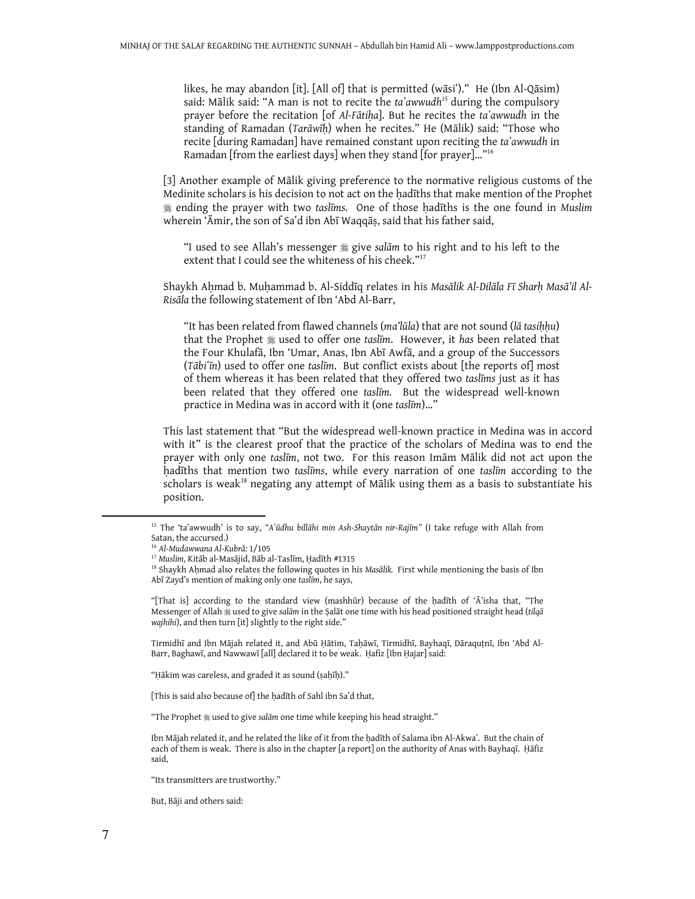likes, he may abandon [it]. [All of] that is permitted (wāsiʿ)." He (Ibn Al-Qāsim) said: Mālik said: "A man is not to recite the *taʿawwudh*[15] during the compulsory prayer before the recitation [of *Al-Fātiḥa*]. But he recites the *taʿawwudh* in the standing of Ramadan (*Tarāwīḥ*) when he recites." He (Mālik) said: "Those who recite [during Ramadan] have remained constant upon reciting the *taʿawwudh* in Ramadan [from the earliest days] when they stand [for prayer]..."[16]

[3] Another example of Mālik giving preference to the normative religious customs of the Medinite scholars is his decision to not act on the ḥadīths that make mention of the Prophet ﷺ ending the prayer with two *taslīms.* One of those ḥadīths is the one found in *Muslim* wherein ʿĀmir, the son of Saʿd ibn Abī Waqqāṣ, said that his father said,

> "I used to see Allah's messenger ﷺ give *salām* to his right and to his left to the extent that I could see the whiteness of his cheek."[17]

Shaykh Aḥmad b. Muḥammad b. Al-Siddīq relates in his *Masālik Al-Dilāla Fī Sharḥ Masā'il Al-Risāla* the following statement of Ibn ʿAbd Al-Barr,

> "It has been related from flawed channels (*ma'lūla*) that are not sound (*lā tasiḥḥu*) that the Prophet ﷺ used to offer one *taslīm*. However, it *has* been related that the Four Khulafā, Ibn ʿUmar, Anas, Ibn Abī Awfā, and a group of the Successors (*Tābiʿīn*) used to offer one *taslīm*. But conflict exists about [the reports of] most of them whereas it has been related that they offered two *taslīms* just as it has been related that they offered one *taslīm.* But the widespread well-known practice in Medina was in accord with it (one *taslīm*)..."

This last statement that "But the widespread well-known practice in Medina was in accord with it" is the clearest proof that the practice of the scholars of Medina was to end the prayer with only one *taslīm*, not two. For this reason Imām Mālik did not act upon the ḥadīths that mention two *taslīms*, while every narration of one *taslīm* according to the scholars is weak[18] negating any attempt of Mālik using them as a basis to substantiate his position.

---

[15] The 'taʿawwudh' is to say, *"Aʿūdhu billāhi min Ash-Shaytān nir-Rajīm"* (I take refuge with Allah from Satan, the accursed.)

[16] *Al-Mudawwana Al-Kubrā:* 1/105

[17] *Muslim*, Kitāb al-Masājid, Bāb al-Taslīm, Ḥadīth #1315

[18] Shaykh Aḥmad also relates the following quotes in his *Masālik.* First while mentioning the basis of Ibn Abī Zayd's mention of making only one *taslīm*, he says,

"[That is] according to the standard view (mashhūr) because of the ḥadīth of ʿĀ'isha that, "The Messenger of Allah ﷺ used to give *salām* in the Ṣalāt one time with his head positioned straight head (*tilqā wajhihi*), and then turn [it] slightly to the right side."

Tirmidhī and Ibn Mājah related it, and Abū Ḥātim, Taḥāwī, Tirmidhī, Bayhaqī, Dāraquṭnī, Ibn ʿAbd Al-Barr, Baghawī, and Nawwawī [all] declared it to be weak. Ḥafiz [Ibn Ḥajar] said:

"Ḥākim was careless, and graded it as sound (ṣaḥīḥ)."

[This is said also because of] the ḥadīth of Sahl ibn Saʿd that,

"The Prophet ﷺ used to give *salām* one time while keeping his head straight."

Ibn Mājah related it, and he related the like of it from the ḥadīth of Salama ibn Al-Akwaʿ. But the chain of each of them is weak. There is also in the chapter [a report] on the authority of Anas with Bayhaqī. Ḥāfiz said,

"Its transmitters are trustworthy."

But, Bāji and others said: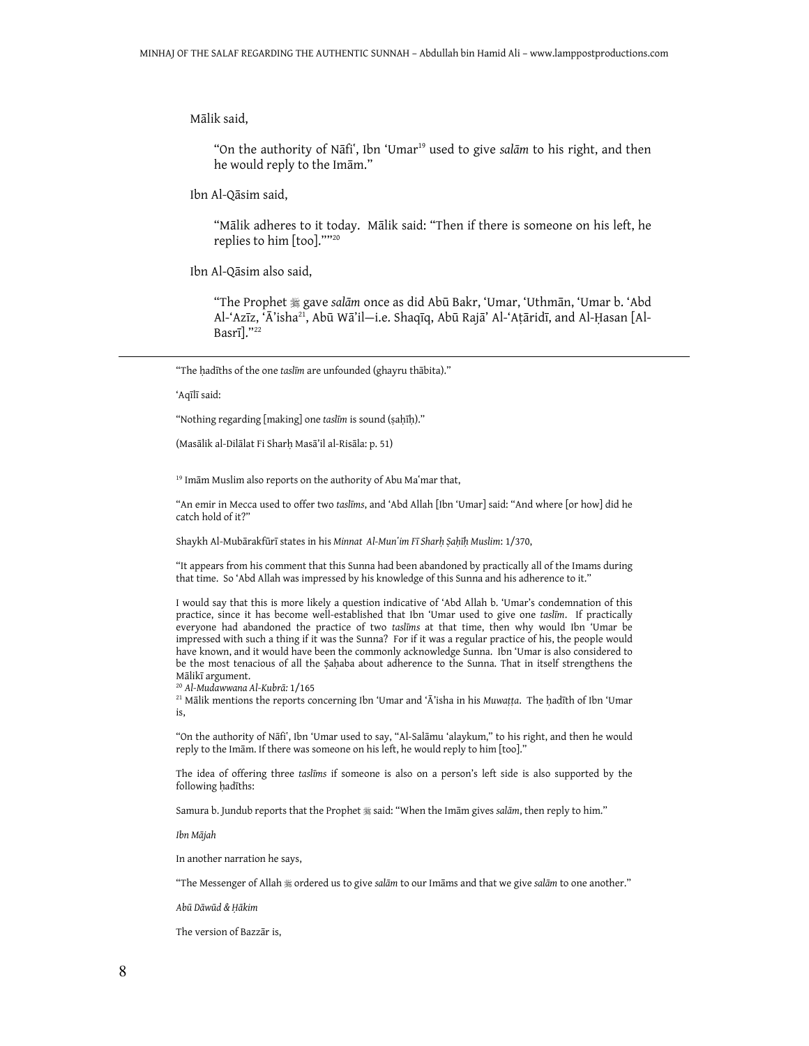Mālik said,

> "On the authority of Nāfiʿ, Ibn ʿUmar[19] used to give *salām* to his right, and then he would reply to the Imām."

Ibn Al-Qāsim said,

> "Mālik adheres to it today. Mālik said: "Then if there is someone on his left, he replies to him [too].""[20]

Ibn Al-Qāsim also said,

> "The Prophet ﷺ gave *salām* once as did Abū Bakr, ʿUmar, ʿUthmān, ʿUmar b. ʿAbd Al-ʿAzīz, ʿĀʾisha[21], Abū Wāʾil—i.e. Shaqīq, Abū Rajāʾ Al-ʿAṭāridī, and Al-Ḥasan [Al-Basrī]."[22]

---

"The ḥadīths of the one *taslīm* are unfounded (ghayru thābita)."

ʿAqīlī said:

"Nothing regarding [making] one *taslīm* is sound (ṣaḥīḥ)."

(Masālik al-Dilālat Fī Sharḥ Masāʾil al-Risāla: p. 51)

[19] Imām Muslim also reports on the authority of Abu Maʿmar that,

"An emir in Mecca used to offer two *taslīms*, and ʿAbd Allah [Ibn ʿUmar] said: "And where [or how] did he catch hold of it?"

Shaykh Al-Mubārakfūrī states in his *Minnat Al-Munʿim Fī Sharḥ Ṣaḥīḥ Muslim*: 1/370,

"It appears from his comment that this Sunna had been abandoned by practically all of the Imams during that time. So ʿAbd Allah was impressed by his knowledge of this Sunna and his adherence to it."

I would say that this is more likely a question indicative of ʿAbd Allah b. ʿUmar's condemnation of this practice, since it has become well-established that Ibn ʿUmar used to give one *taslīm*. If practically everyone had abandoned the practice of two *taslīms* at that time, then why would Ibn ʿUmar be impressed with such a thing if it was the Sunna? For if it was a regular practice of his, the people would have known, and it would have been the commonly acknowledge Sunna. Ibn ʿUmar is also considered to be the most tenacious of all the Ṣaḥaba about adherence to the Sunna. That in itself strengthens the Mālikī argument.

[20] *Al-Mudawwana Al-Kubrā:* 1/165

[21] Mālik mentions the reports concerning Ibn ʿUmar and ʿĀʾisha in his *Muwaṭṭa*. The ḥadīth of Ibn ʿUmar is,

"On the authority of Nāfiʿ, Ibn ʿUmar used to say, "Al-Salāmu ʿalaykum," to his right, and then he would reply to the Imām. If there was someone on his left, he would reply to him [too]."

The idea of offering three *taslīms* if someone is also on a person's left side is also supported by the following ḥadīths:

Samura b. Jundub reports that the Prophet ﷺ said: "When the Imām gives *salām*, then reply to him."

*Ibn Mājah*

In another narration he says,

"The Messenger of Allah ﷺ ordered us to give *salām* to our Imāms and that we give *salām* to one another."

*Abū Dāwūd & Ḥākim*

The version of Bazzār is,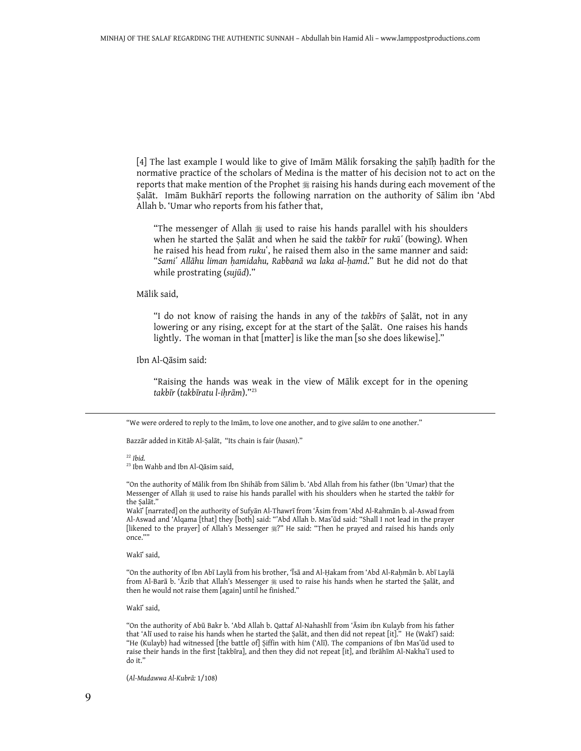[4] The last example I would like to give of Imām Mālik forsaking the ṣaḥīḥ ḥadīth for the normative practice of the scholars of Medina is the matter of his decision not to act on the reports that make mention of the Prophet ﷺ raising his hands during each movement of the Ṣalāt. Imām Bukhārī reports the following narration on the authority of Sālim ibn 'Abd Allah b. 'Umar who reports from his father that,

> "The messenger of Allah ﷺ used to raise his hands parallel with his shoulders when he started the Ṣalāt and when he said the *takbīr* for *rukūʿ* (bowing). When he raised his head from *rukuʿ*, he raised them also in the same manner and said: "*Samiʿ Allāhu liman ḥamidahu, Rabbanā wa laka al-ḥamd*." But he did not do that while prostrating (*sujūd*)."

Mālik said,

> "I do not know of raising the hands in any of the *takbīrs* of Ṣalāt, not in any lowering or any rising, except for at the start of the Ṣalāt. One raises his hands lightly. The woman in that [matter] is like the man [so she does likewise]."

Ibn Al-Qāsim said:

> "Raising the hands was weak in the view of Mālik except for in the opening *takbīr* (*takbīratu l-iḥrām*)."[23]

---

"We were ordered to reply to the Imām, to love one another, and to give *salām* to one another."

Bazzār added in Kitāb Al-Ṣalāt, "Its chain is fair (*hasan*)."

[22] *Ibid.*

[23] Ibn Wahb and Ibn Al-Qāsim said,

"On the authority of Mālik from Ibn Shihāb from Sālim b. 'Abd Allah from his father (Ibn 'Umar) that the Messenger of Allah ﷺ used to raise his hands parallel with his shoulders when he started the *takbīr* for the Ṣalāt."

Wakīʿ [narrated] on the authority of Sufyān Al-Thawrī from 'Āsim from 'Abd Al-Rahmān b. al-Aswad from Al-Aswad and 'Alqama [that] they [both] said: "'Abd Allah b. Mas'ūd said: "Shall I not lead in the prayer [likened to the prayer] of Allah's Messenger ﷺ?" He said: "Then he prayed and raised his hands only once.""

Wakīʿ said,

"On the authority of Ibn Abī Laylā from his brother, 'Īsā and Al-Ḥakam from 'Abd Al-Raḥmān b. Abī Laylā from Al-Barā b. 'Āzib that Allah's Messenger ﷺ used to raise his hands when he started the Ṣalāt, and then he would not raise them [again] until he finished."

Wakīʿ said,

"On the authority of Abū Bakr b. 'Abd Allah b. Qattaf Al-Nahashlī from 'Āsim ibn Kulayb from his father that 'Alī used to raise his hands when he started the Ṣalāt, and then did not repeat [it]." He (Wakīʿ) said: "He (Kulayb) had witnessed [the battle of] Ṣiffin with him ('Alī). The companions of Ibn Mas'ūd used to raise their hands in the first [takbīra], and then they did not repeat [it], and Ibrāhīm Al-Nakha'ī used to do it."

(*Al-Mudawwa Al-Kubrā:* 1/108)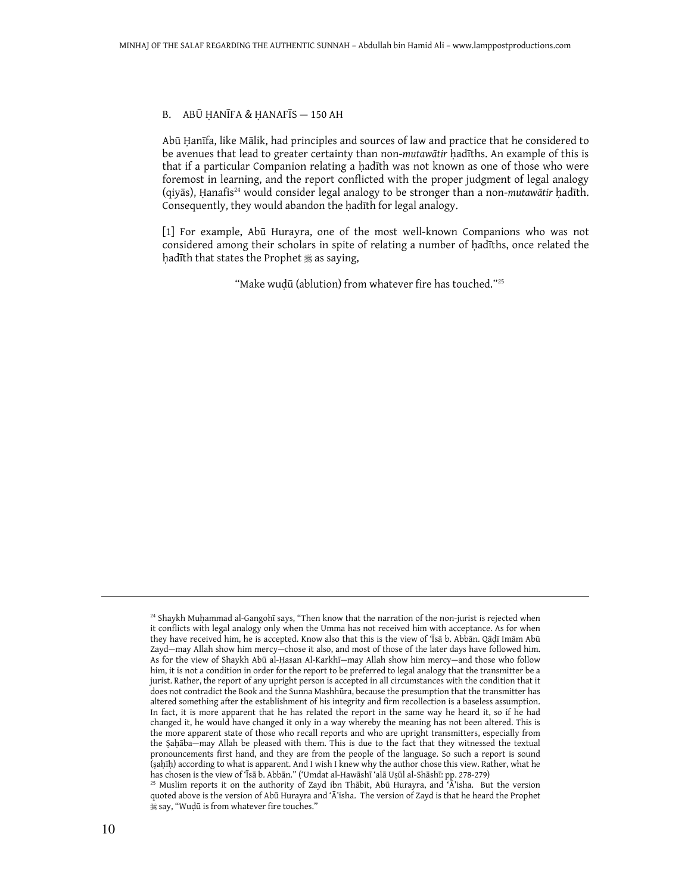### B. ABŪ ḤANĪFA & ḤANAFĪS — 150 AH

Abū Ḥanīfa, like Mālik, had principles and sources of law and practice that he considered to be avenues that lead to greater certainty than non-*mutawātir* ḥadīths. An example of this is that if a particular Companion relating a ḥadīth was not known as one of those who were foremost in learning, and the report conflicted with the proper judgment of legal analogy (qiyās), Ḥanafis[24] would consider legal analogy to be stronger than a non-*mutawātir* ḥadīth. Consequently, they would abandon the ḥadīth for legal analogy.

[1] For example, Abū Hurayra, one of the most well-known Companions who was not considered among their scholars in spite of relating a number of ḥadīths, once related the ḥadīth that states the Prophet ﷺ as saying,

> "Make wuḍū (ablution) from whatever fire has touched."[25]

---

[24] Shaykh Muḥammad al-Gangohī says, "Then know that the narration of the non-jurist is rejected when it conflicts with legal analogy only when the Umma has not received him with acceptance. As for when they have received him, he is accepted. Know also that this is the view of 'Īsā b. Abbān. Qāḍī Imām Abū Zayd—may Allah show him mercy—chose it also, and most of those of the later days have followed him. As for the view of Shaykh Abū al-Ḥasan Al-Karkhī—may Allah show him mercy—and those who follow him, it is not a condition in order for the report to be preferred to legal analogy that the transmitter be a jurist. Rather, the report of any upright person is accepted in all circumstances with the condition that it does not contradict the Book and the Sunna Mashhūra, because the presumption that the transmitter has altered something after the establishment of his integrity and firm recollection is a baseless assumption. In fact, it is more apparent that he has related the report in the same way he heard it, so if he had changed it, he would have changed it only in a way whereby the meaning has not been altered. This is the more apparent state of those who recall reports and who are upright transmitters, especially from the Ṣaḥāba—may Allah be pleased with them. This is due to the fact that they witnessed the textual pronouncements first hand, and they are from the people of the language. So such a report is sound (ṣaḥīḥ) according to what is apparent. And I wish I knew why the author chose this view. Rather, what he has chosen is the view of 'Īsā b. Abbān." ('Umdat al-Hawāshī 'alā Uṣūl al-Shāshī: pp. 278-279)

[25] Muslim reports it on the authority of Zayd ibn Thābit, Abū Hurayra, and 'Ā'isha. But the version quoted above is the version of Abū Hurayra and 'Ā'isha. The version of Zayd is that he heard the Prophet ﷺ say, "Wuḍū is from whatever fire touches."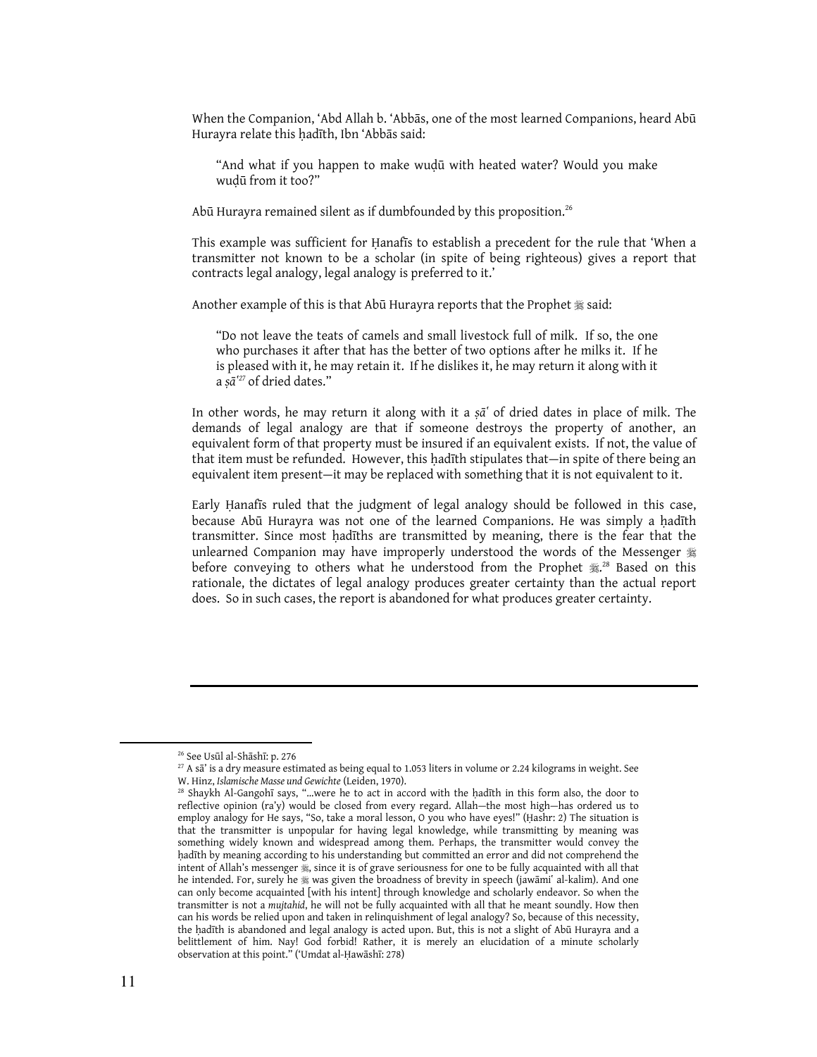When the Companion, ʿAbd Allah b. ʿAbbās, one of the most learned Companions, heard Abū Hurayra relate this ḥadīth, Ibn ʿAbbās said:

> "And what if you happen to make wuḍū with heated water? Would you make wuḍū from it too?"

Abū Hurayra remained silent as if dumbfounded by this proposition.[26]

This example was sufficient for Ḥanafīs to establish a precedent for the rule that 'When a transmitter not known to be a scholar (in spite of being righteous) gives a report that contracts legal analogy, legal analogy is preferred to it.'

Another example of this is that Abū Hurayra reports that the Prophet ﷺ said:

> "Do not leave the teats of camels and small livestock full of milk. If so, the one who purchases it after that has the better of two options after he milks it. If he is pleased with it, he may retain it. If he dislikes it, he may return it along with it a *ṣāʿ*[27] of dried dates."

In other words, he may return it along with it a *ṣāʿ* of dried dates in place of milk. The demands of legal analogy are that if someone destroys the property of another, an equivalent form of that property must be insured if an equivalent exists. If not, the value of that item must be refunded. However, this ḥadīth stipulates that—in spite of there being an equivalent item present—it may be replaced with something that it is not equivalent to it.

Early Ḥanafīs ruled that the judgment of legal analogy should be followed in this case, because Abū Hurayra was not one of the learned Companions. He was simply a ḥadīth transmitter. Since most ḥadīths are transmitted by meaning, there is the fear that the unlearned Companion may have improperly understood the words of the Messenger ﷺ before conveying to others what he understood from the Prophet ﷺ.[28] Based on this rationale, the dictates of legal analogy produces greater certainty than the actual report does. So in such cases, the report is abandoned for what produces greater certainty.

---

[26] See Usūl al-Shāshī: p. 276

[27] A sāʿ is a dry measure estimated as being equal to 1.053 liters in volume or 2.24 kilograms in weight. See W. Hinz, *Islamische Masse und Gewichte* (Leiden, 1970).

[28] Shaykh Al-Gangohī says, "...were he to act in accord with the ḥadīth in this form also, the door to reflective opinion (ra'y) would be closed from every regard. Allah—the most high—has ordered us to employ analogy for He says, "So, take a moral lesson, O you who have eyes!" (Ḥashr: 2) The situation is that the transmitter is unpopular for having legal knowledge, while transmitting by meaning was something widely known and widespread among them. Perhaps, the transmitter would convey the ḥadīth by meaning according to his understanding but committed an error and did not comprehend the intent of Allah's messenger ﷺ, since it is of grave seriousness for one to be fully acquainted with all that he intended. For, surely he ﷺ was given the broadness of brevity in speech (jawāmiʿ al-kalim). And one can only become acquainted [with his intent] through knowledge and scholarly endeavor. So when the transmitter is not a *mujtahid*, he will not be fully acquainted with all that he meant soundly. How then can his words be relied upon and taken in relinquishment of legal analogy? So, because of this necessity, the ḥadīth is abandoned and legal analogy is acted upon. But, this is not a slight of Abū Hurayra and a belittlement of him. Nay! God forbid! Rather, it is merely an elucidation of a minute scholarly observation at this point." (ʿUmdat al-Ḥawāshī: 278)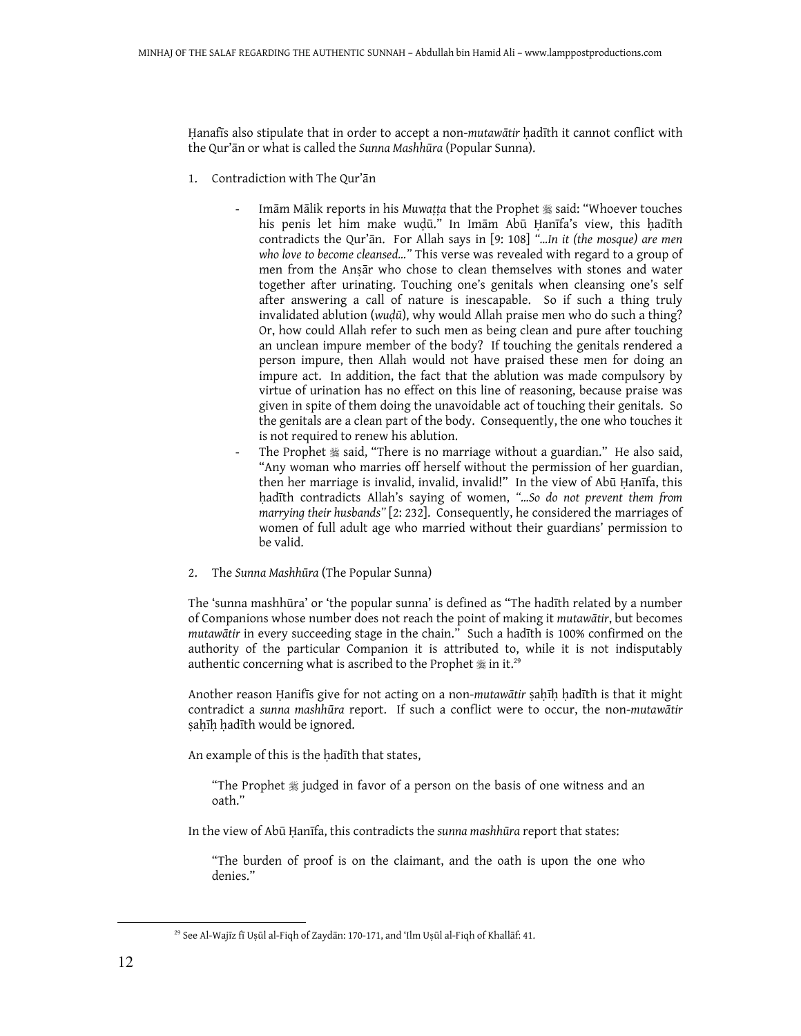Ḥanafīs also stipulate that in order to accept a non-*mutawātir* ḥadīth it cannot conflict with the Qur'ān or what is called the *Sunna Mashhūra* (Popular Sunna).

1. Contradiction with The Qur'ān

    - Imām Mālik reports in his *Muwaṭṭa* that the Prophet ﷺ said: "Whoever touches his penis let him make wuḍū." In Imām Abū Ḥanīfa's view, this ḥadīth contradicts the Qur'ān. For Allah says in [9: 108] *"...In it (the mosque) are men who love to become cleansed..."* This verse was revealed with regard to a group of men from the Anṣār who chose to clean themselves with stones and water together after urinating. Touching one's genitals when cleansing one's self after answering a call of nature is inescapable. So if such a thing truly invalidated ablution (*wuḍū*), why would Allah praise men who do such a thing? Or, how could Allah refer to such men as being clean and pure after touching an unclean impure member of the body? If touching the genitals rendered a person impure, then Allah would not have praised these men for doing an impure act. In addition, the fact that the ablution was made compulsory by virtue of urination has no effect on this line of reasoning, because praise was given in spite of them doing the unavoidable act of touching their genitals. So the genitals are a clean part of the body. Consequently, the one who touches it is not required to renew his ablution.
    - The Prophet ﷺ said, "There is no marriage without a guardian." He also said, "Any woman who marries off herself without the permission of her guardian, then her marriage is invalid, invalid, invalid!" In the view of Abū Ḥanīfa, this ḥadīth contradicts Allah's saying of women, *"...So do not prevent them from marrying their husbands"* [2: 232]. Consequently, he considered the marriages of women of full adult age who married without their guardians' permission to be valid.

2. The *Sunna Mashhūra* (The Popular Sunna)

The 'sunna mashhūra' or 'the popular sunna' is defined as "The hadīth related by a number of Companions whose number does not reach the point of making it *mutawātir*, but becomes *mutawātir* in every succeeding stage in the chain." Such a hadīth is 100% confirmed on the authority of the particular Companion it is attributed to, while it is not indisputably authentic concerning what is ascribed to the Prophet ﷺ in it.[29]

Another reason Ḥanifīs give for not acting on a non-*mutawātir* ṣaḥīḥ ḥadīth is that it might contradict a *sunna mashhūra* report. If such a conflict were to occur, the non-*mutawātir* ṣaḥīḥ ḥadīth would be ignored.

An example of this is the ḥadīth that states,

> "The Prophet ﷺ judged in favor of a person on the basis of one witness and an oath."

In the view of Abū Ḥanīfa, this contradicts the *sunna mashhūra* report that states:

> "The burden of proof is on the claimant, and the oath is upon the one who denies."

---

[29] See Al-Wajīz fī Uṣūl al-Fiqh of Zaydān: 170-171, and 'Ilm Uṣūl al-Fiqh of Khallāf: 41.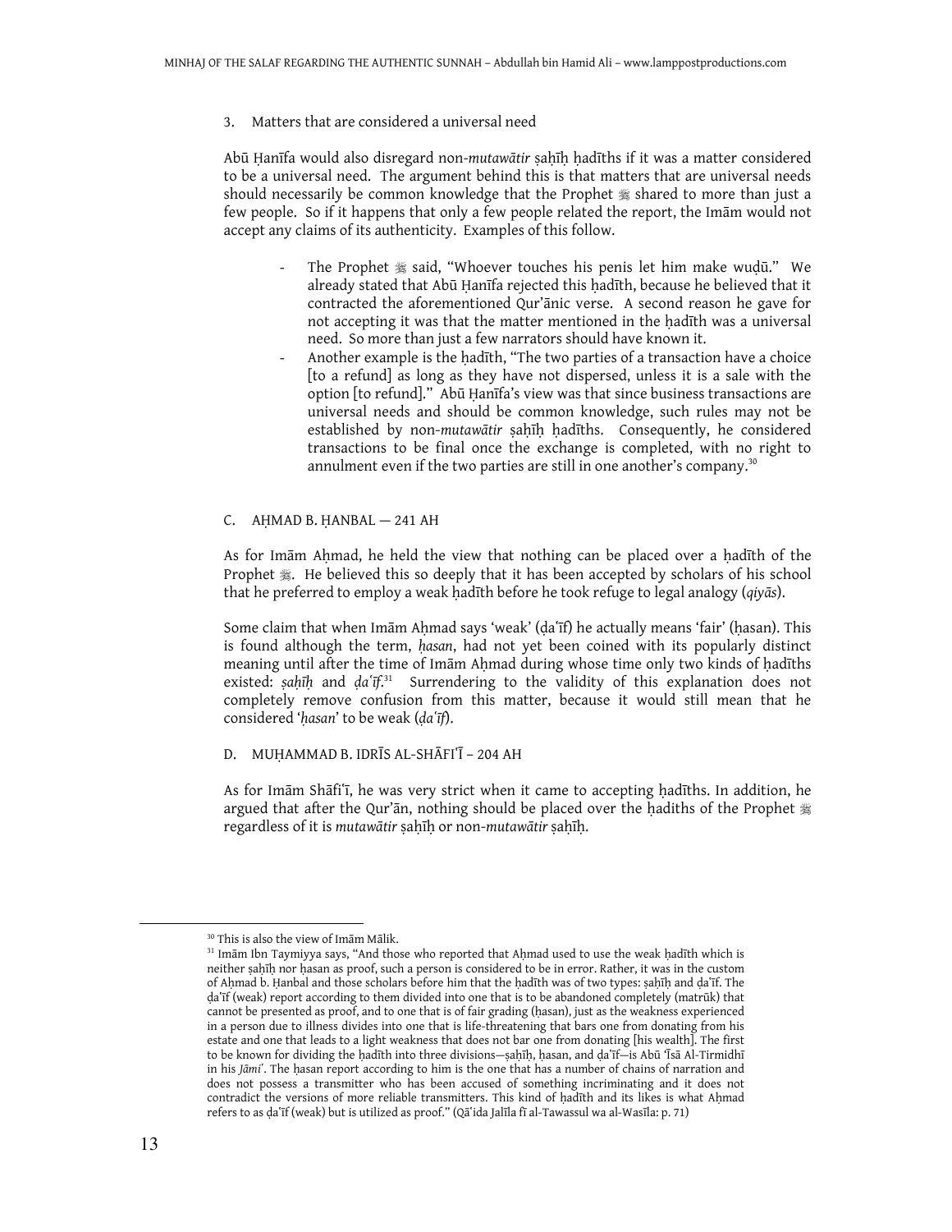3. Matters that are considered a universal need

Abū Ḥanīfa would also disregard non-*mutawātir* ṣaḥīḥ ḥadīths if it was a matter considered to be a universal need. The argument behind this is that matters that are universal needs should necessarily be common knowledge that the Prophet ﷺ shared to more than just a few people. So if it happens that only a few people related the report, the Imām would not accept any claims of its authenticity. Examples of this follow.

- The Prophet ﷺ said, "Whoever touches his penis let him make wuḍū." We already stated that Abū Ḥanīfa rejected this ḥadīth, because he believed that it contracted the aforementioned Qur'ānic verse. A second reason he gave for not accepting it was that the matter mentioned in the ḥadīth was a universal need. So more than just a few narrators should have known it.
- Another example is the ḥadīth, "The two parties of a transaction have a choice [to a refund] as long as they have not dispersed, unless it is a sale with the option [to refund]." Abū Ḥanīfa's view was that since business transactions are universal needs and should be common knowledge, such rules may not be established by non-*mutawātir* ṣaḥīḥ ḥadīths. Consequently, he considered transactions to be final once the exchange is completed, with no right to annulment even if the two parties are still in one another's company.[30]

## C. AḤMAD B. ḤANBAL — 241 AH

As for Imām Aḥmad, he held the view that nothing can be placed over a ḥadīth of the Prophet ﷺ. He believed this so deeply that it has been accepted by scholars of his school that he preferred to employ a weak ḥadīth before he took refuge to legal analogy (*qiyās*).

Some claim that when Imām Aḥmad says 'weak' (ḍaʿīf) he actually means 'fair' (ḥasan). This is found although the term, *ḥasan*, had not yet been coined with its popularly distinct meaning until after the time of Imām Aḥmad during whose time only two kinds of ḥadīths existed: *ṣaḥīḥ* and *ḍaʿīf*.[31] Surrendering to the validity of this explanation does not completely remove confusion from this matter, because it would still mean that he considered '*ḥasan*' to be weak (*ḍaʿīf*).

## D. MUḤAMMAD B. IDRĪS AL-SHĀFIʿĪ – 204 AH

As for Imām Shāfiʿī, he was very strict when it came to accepting ḥadīths. In addition, he argued that after the Qur'ān, nothing should be placed over the ḥadiths of the Prophet ﷺ regardless of it is *mutawātir* ṣaḥīḥ or non-*mutawātir* ṣaḥīḥ.

---

[30] This is also the view of Imām Mālik.

[31] Imām Ibn Taymiyya says, "And those who reported that Aḥmad used to use the weak ḥadīth which is neither ṣaḥīḥ nor ḥasan as proof, such a person is considered to be in error. Rather, it was in the custom of Aḥmad b. Ḥanbal and those scholars before him that the ḥadīth was of two types: ṣaḥīḥ and ḍaʿīf. The ḍaʿīf (weak) report according to them divided into one that is to be abandoned completely (matrūk) that cannot be presented as proof, and to one that is of fair grading (ḥasan), just as the weakness experienced in a person due to illness divides into one that is life-threatening that bars one from donating from his estate and one that leads to a light weakness that does not bar one from donating [his wealth]. The first to be known for dividing the ḥadīth into three divisions—ṣaḥīḥ, ḥasan, and ḍaʿīf—is Abū ʿĪsā Al-Tirmidhī in his *Jāmiʿ*. The ḥasan report according to him is the one that has a number of chains of narration and does not possess a transmitter who has been accused of something incriminating and it does not contradict the versions of more reliable transmitters. This kind of ḥadīth and its likes is what Aḥmad refers to as ḍaʿīf (weak) but is utilized as proof." (Qāʿida Jalīla fī al-Tawassul wa al-Wasīla: p. 71)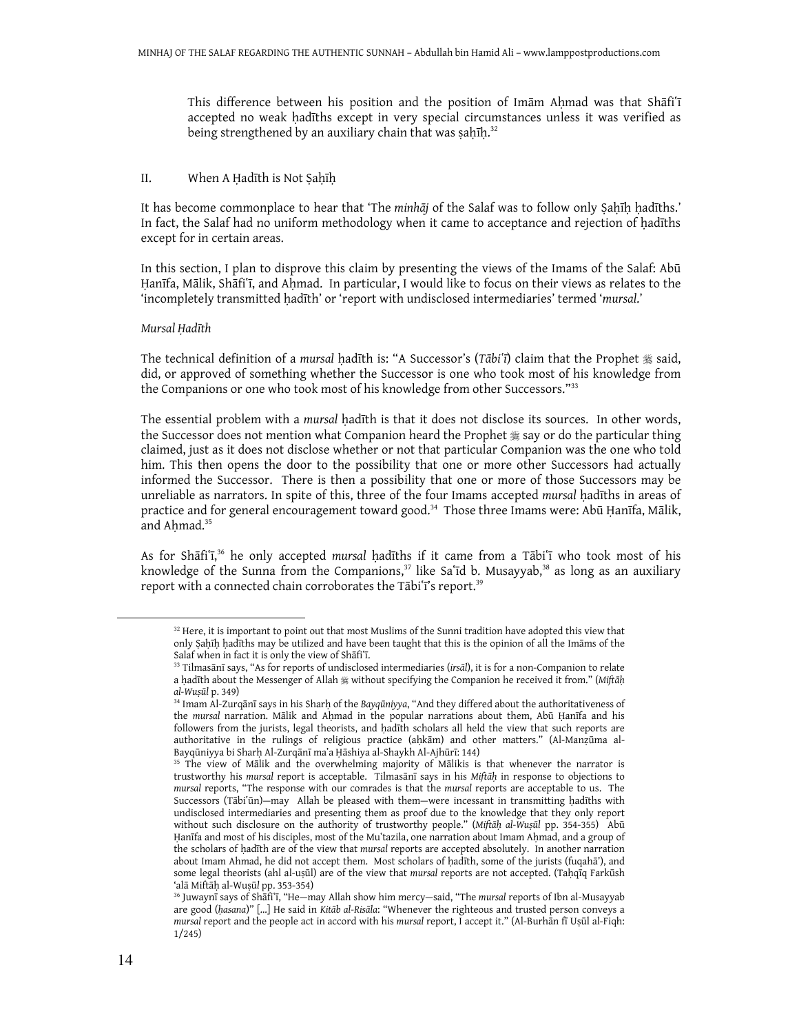This difference between his position and the position of Imām Aḥmad was that Shāfiʿī accepted no weak ḥadīths except in very special circumstances unless it was verified as being strengthened by an auxiliary chain that was ṣaḥīḥ.[32]

## II. When A Ḥadīth is Not Ṣaḥīḥ

It has become commonplace to hear that 'The *minhāj* of the Salaf was to follow only Ṣaḥīḥ ḥadīths.' In fact, the Salaf had no uniform methodology when it came to acceptance and rejection of ḥadīths except for in certain areas.

In this section, I plan to disprove this claim by presenting the views of the Imams of the Salaf: Abū Ḥanīfa, Mālik, Shāfiʿī, and Aḥmad. In particular, I would like to focus on their views as relates to the 'incompletely transmitted ḥadīth' or 'report with undisclosed intermediaries' termed '*mursal*.'

### *Mursal Ḥadīth*

The technical definition of a *mursal* ḥadīth is: "A Successor's (*Tābiʿī*) claim that the Prophet ﷺ said, did, or approved of something whether the Successor is one who took most of his knowledge from the Companions or one who took most of his knowledge from other Successors."[33]

The essential problem with a *mursal* ḥadīth is that it does not disclose its sources. In other words, the Successor does not mention what Companion heard the Prophet ﷺ say or do the particular thing claimed, just as it does not disclose whether or not that particular Companion was the one who told him. This then opens the door to the possibility that one or more other Successors had actually informed the Successor. There is then a possibility that one or more of those Successors may be unreliable as narrators. In spite of this, three of the four Imams accepted *mursal* ḥadīths in areas of practice and for general encouragement toward good.[34] Those three Imams were: Abū Ḥanīfa, Mālik, and Aḥmad.[35]

As for Shāfiʿī,[36] he only accepted *mursal* ḥadīths if it came from a Tābiʿī who took most of his knowledge of the Sunna from the Companions,[37] like Saʿīd b. Musayyab,[38] as long as an auxiliary report with a connected chain corroborates the Tābiʿī's report.[39]

---

[32] Here, it is important to point out that most Muslims of the Sunni tradition have adopted this view that only Ṣaḥīḥ ḥadīths may be utilized and have been taught that this is the opinion of all the Imāms of the Salaf when in fact it is only the view of Shāfiʿī.

[33] Tilmasānī says, "As for reports of undisclosed intermediaries (*irsāl*), it is for a non-Companion to relate a ḥadīth about the Messenger of Allah ﷺ without specifying the Companion he received it from." (*Miftāḥ al-Wuṣūl* p. 349)

[34] Imam Al-Zurqānī says in his Sharḥ of the *Bayqūniyya*, "And they differed about the authoritativeness of the *mursal* narration. Mālik and Aḥmad in the popular narrations about them, Abū Ḥanīfa and his followers from the jurists, legal theorists, and ḥadīth scholars all held the view that such reports are authoritative in the rulings of religious practice (aḥkām) and other matters." (Al-Manẓūma al-Bayqūniyya bi Sharḥ Al-Zurqānī maʿa Ḥāshiya al-Shaykh Al-Ajhūrī: 144)

[35] The view of Mālik and the overwhelming majority of Mālikis is that whenever the narrator is trustworthy his *mursal* report is acceptable. Tilmasānī says in his *Miftāḥ* in response to objections to *mursal* reports, "The response with our comrades is that the *mursal* reports are acceptable to us. The Successors (Tābiʿūn)—may Allah be pleased with them—were incessant in transmitting ḥadīths with undisclosed intermediaries and presenting them as proof due to the knowledge that they only report without such disclosure on the authority of trustworthy people." (*Miftāḥ al-Wuṣūl* pp. 354-355) Abū Ḥanīfa and most of his disciples, most of the Muʿtazila, one narration about Imam Aḥmad, and a group of the scholars of ḥadīth are of the view that *mursal* reports are accepted absolutely. In another narration about Imam Ahmad, he did not accept them. Most scholars of ḥadīth, some of the jurists (fuqahāʾ), and some legal theorists (ahl al-uṣūl) are of the view that *mursal* reports are not accepted. (Taḥqīq Farkūsh ʿalā Miftāḥ al-Wuṣūl pp. 353-354)

[36] Juwaynī says of Shāfiʿī, "He—may Allah show him mercy—said, "The *mursal* reports of Ibn al-Musayyab are good (*ḥasana*)" [...] He said in *Kitāb al-Risāla*: "Whenever the righteous and trusted person conveys a *mursal* report and the people act in accord with his *mursal* report, I accept it." (Al-Burhān fī Uṣūl al-Fiqh: 1/245)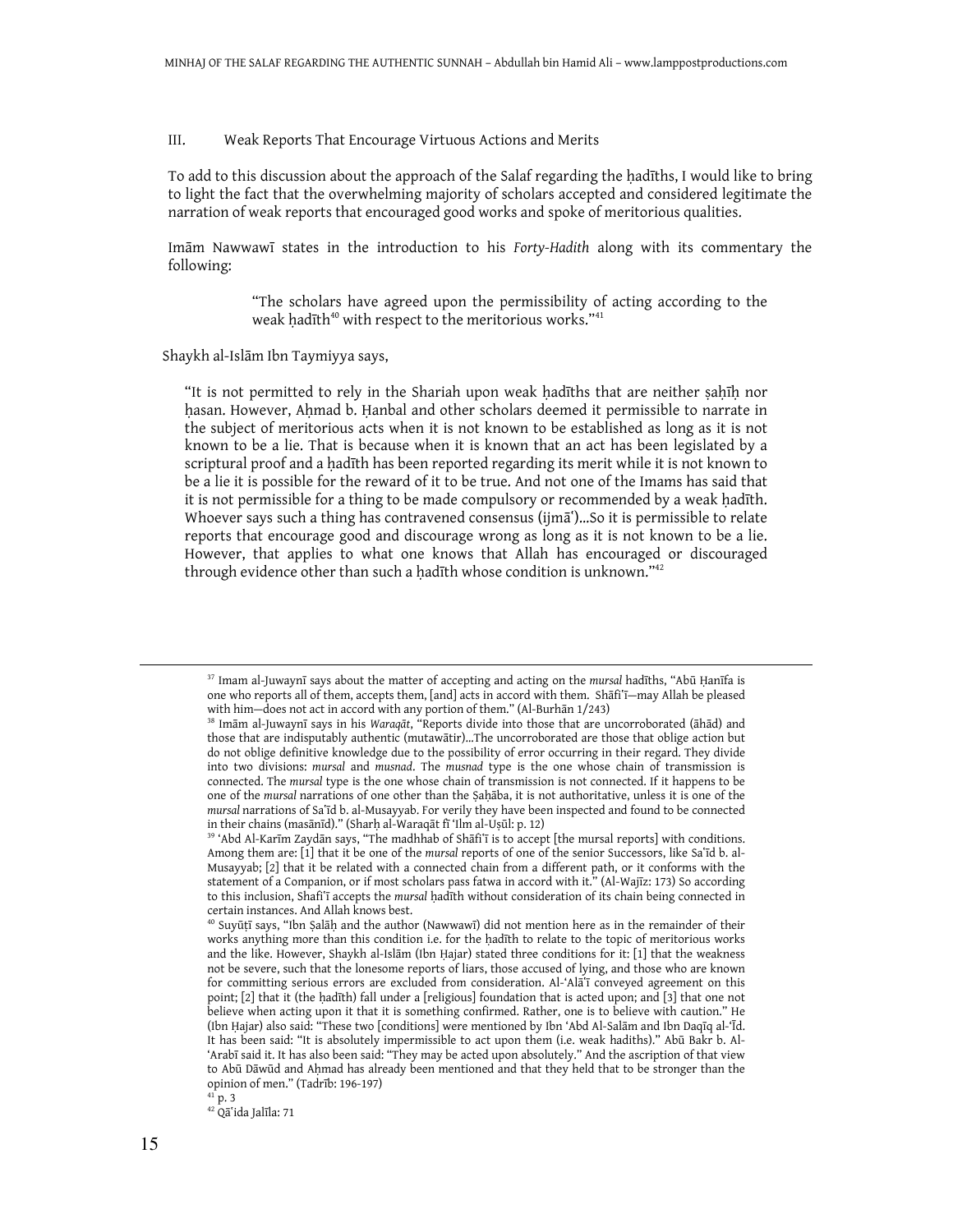## III. Weak Reports That Encourage Virtuous Actions and Merits

To add to this discussion about the approach of the Salaf regarding the ḥadīths, I would like to bring to light the fact that the overwhelming majority of scholars accepted and considered legitimate the narration of weak reports that encouraged good works and spoke of meritorious qualities.

Imām Nawwawī states in the introduction to his *Forty-Hadith* along with its commentary the following:

> "The scholars have agreed upon the permissibility of acting according to the weak ḥadīth[40] with respect to the meritorious works."[41]

Shaykh al-Islām Ibn Taymiyya says,

> "It is not permitted to rely in the Shariah upon weak ḥadīths that are neither ṣaḥīḥ nor ḥasan. However, Aḥmad b. Ḥanbal and other scholars deemed it permissible to narrate in the subject of meritorious acts when it is not known to be established as long as it is not known to be a lie. That is because when it is known that an act has been legislated by a scriptural proof and a ḥadīth has been reported regarding its merit while it is not known to be a lie it is possible for the reward of it to be true. And not one of the Imams has said that it is not permissible for a thing to be made compulsory or recommended by a weak ḥadīth. Whoever says such a thing has contravened consensus (ijmāʿ)...So it is permissible to relate reports that encourage good and discourage wrong as long as it is not known to be a lie. However, that applies to what one knows that Allah has encouraged or discouraged through evidence other than such a ḥadīth whose condition is unknown."[42]

---

[37] Imam al-Juwaynī says about the matter of accepting and acting on the *mursal* hadīths, "Abū Ḥanīfa is one who reports all of them, accepts them, [and] acts in accord with them. Shāfiʿī—may Allah be pleased with him—does not act in accord with any portion of them." (Al-Burhān 1/243)

[38] Imām al-Juwaynī says in his *Waraqāt*, "Reports divide into those that are uncorroborated (āhād) and those that are indisputably authentic (mutawātir)...The uncorroborated are those that oblige action but do not oblige definitive knowledge due to the possibility of error occurring in their regard. They divide into two divisions: *mursal* and *musnad*. The *musnad* type is the one whose chain of transmission is connected. The *mursal* type is the one whose chain of transmission is not connected. If it happens to be one of the *mursal* narrations of one other than the Ṣaḥāba, it is not authoritative, unless it is one of the *mursal* narrations of Saʿīd b. al-Musayyab. For verily they have been inspected and found to be connected in their chains (masānīd)." (Sharḥ al-Waraqāt fī ʿIlm al-Uṣūl: p. 12)

[39] ʿAbd Al-Karīm Zaydān says, "The madhhab of Shāfiʿī is to accept [the mursal reports] with conditions. Among them are: [1] that it be one of the *mursal* reports of one of the senior Successors, like Saʿīd b. al-Musayyab; [2] that it be related with a connected chain from a different path, or it conforms with the statement of a Companion, or if most scholars pass fatwa in accord with it." (Al-Wajīz: 173) So according to this inclusion, Shafiʿī accepts the *mursal* ḥadīth without consideration of its chain being connected in certain instances. And Allah knows best.

[40] Suyūṭī says, "Ibn Ṣalāḥ and the author (Nawwawī) did not mention here as in the remainder of their works anything more than this condition i.e. for the ḥadīth to relate to the topic of meritorious works and the like. However, Shaykh al-Islām (Ibn Ḥajar) stated three conditions for it: [1] that the weakness not be severe, such that the lonesome reports of liars, those accused of lying, and those who are known for committing serious errors are excluded from consideration. Al-ʿAlāʾī conveyed agreement on this point; [2] that it (the ḥadīth) fall under a [religious] foundation that is acted upon; and [3] that one not believe when acting upon it that it is something confirmed. Rather, one is to believe with caution." He (Ibn Ḥajar) also said: "These two [conditions] were mentioned by Ibn ʿAbd Al-Salām and Ibn Daqīq al-ʿĪd. It has been said: "It is absolutely impermissible to act upon them (i.e. weak hadiths)." Abū Bakr b. Al-ʿArabī said it. It has also been said: "They may be acted upon absolutely." And the ascription of that view to Abū Dāwūd and Aḥmad has already been mentioned and that they held that to be stronger than the opinion of men." (Tadrīb: 196-197)

[41] p. 3

[42] Qāʿida Jalīla: 71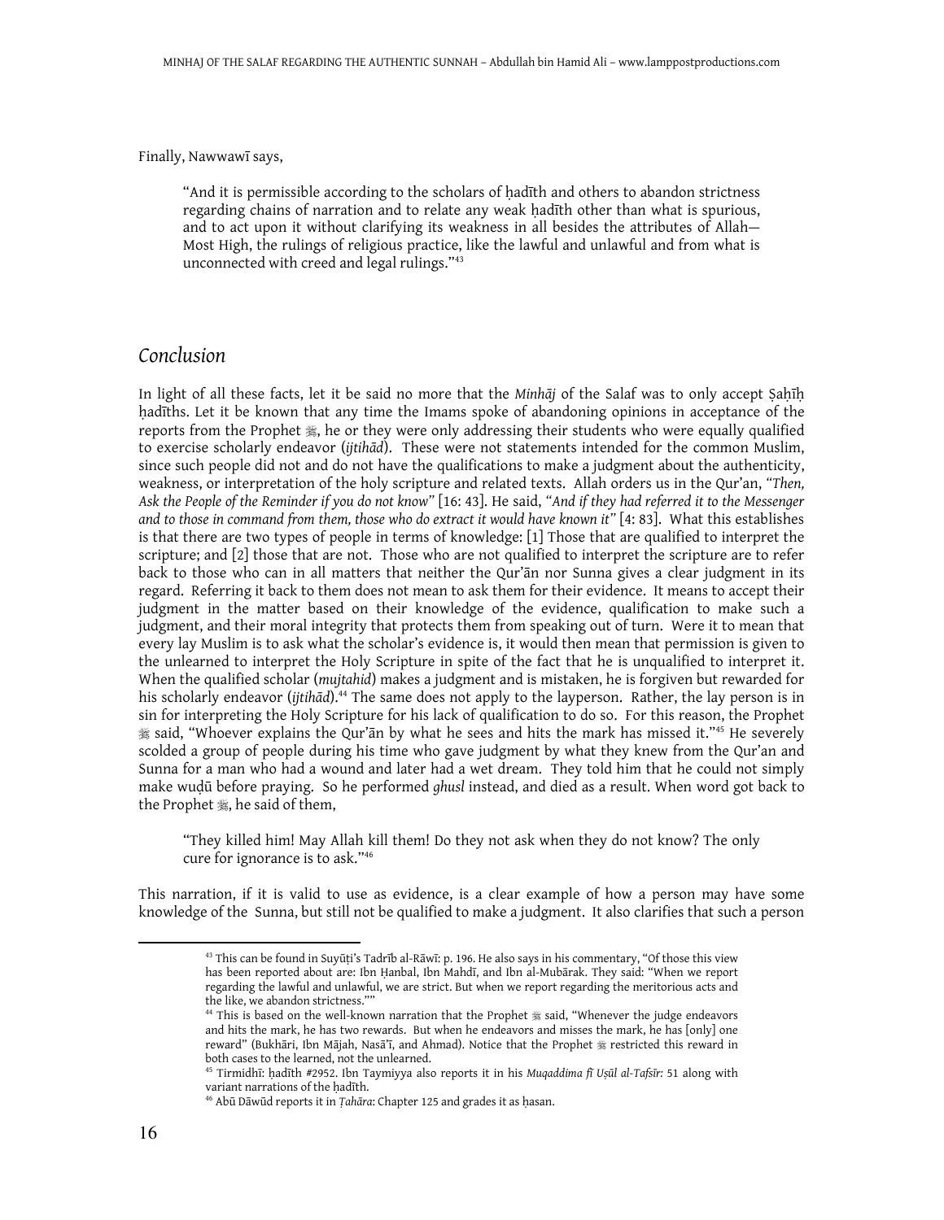Finally, Nawwawī says,

> "And it is permissible according to the scholars of ḥadīth and others to abandon strictness regarding chains of narration and to relate any weak ḥadīth other than what is spurious, and to act upon it without clarifying its weakness in all besides the attributes of Allah—Most High, the rulings of religious practice, like the lawful and unlawful and from what is unconnected with creed and legal rulings."[43]

## *Conclusion*

In light of all these facts, let it be said no more that the *Minhāj* of the Salaf was to only accept Ṣaḥīḥ ḥadīths. Let it be known that any time the Imams spoke of abandoning opinions in acceptance of the reports from the Prophet ﷺ, he or they were only addressing their students who were equally qualified to exercise scholarly endeavor (*ijtihād*). These were not statements intended for the common Muslim, since such people did not and do not have the qualifications to make a judgment about the authenticity, weakness, or interpretation of the holy scripture and related texts. Allah orders us in the Qur'an, *"Then, Ask the People of the Reminder if you do not know"* [16: 43]. He said, *"And if they had referred it to the Messenger and to those in command from them, those who do extract it would have known it"* [4: 83]. What this establishes is that there are two types of people in terms of knowledge: [1] Those that are qualified to interpret the scripture; and [2] those that are not. Those who are not qualified to interpret the scripture are to refer back to those who can in all matters that neither the Qur'ān nor Sunna gives a clear judgment in its regard. Referring it back to them does not mean to ask them for their evidence. It means to accept their judgment in the matter based on their knowledge of the evidence, qualification to make such a judgment, and their moral integrity that protects them from speaking out of turn. Were it to mean that every lay Muslim is to ask what the scholar's evidence is, it would then mean that permission is given to the unlearned to interpret the Holy Scripture in spite of the fact that he is unqualified to interpret it. When the qualified scholar (*mujtahid*) makes a judgment and is mistaken, he is forgiven but rewarded for his scholarly endeavor (*ijtihād*).[44] The same does not apply to the layperson. Rather, the lay person is in sin for interpreting the Holy Scripture for his lack of qualification to do so. For this reason, the Prophet ﷺ said, "Whoever explains the Qur'ān by what he sees and hits the mark has missed it."[45] He severely scolded a group of people during his time who gave judgment by what they knew from the Qur'an and Sunna for a man who had a wound and later had a wet dream. They told him that he could not simply make wuḍū before praying. So he performed *ghusl* instead, and died as a result. When word got back to the Prophet ﷺ, he said of them,

> "They killed him! May Allah kill them! Do they not ask when they do not know? The only cure for ignorance is to ask."[46]

This narration, if it is valid to use as evidence, is a clear example of how a person may have some knowledge of the Sunna, but still not be qualified to make a judgment. It also clarifies that such a person

---

[43] This can be found in Suyūṭī's Tadrīb al-Rāwī: p. 196. He also says in his commentary, "Of those this view has been reported about are: Ibn Ḥanbal, Ibn Mahdī, and Ibn al-Mubārak. They said: "When we report regarding the lawful and unlawful, we are strict. But when we report regarding the meritorious acts and the like, we abandon strictness.""

[44] This is based on the well-known narration that the Prophet ﷺ said, "Whenever the judge endeavors and hits the mark, he has two rewards. But when he endeavors and misses the mark, he has [only] one reward" (Bukhāri, Ibn Mājah, Nasā'ī, and Ahmad). Notice that the Prophet ﷺ restricted this reward in both cases to the learned, not the unlearned.

[45] Tirmidhī: ḥadīth #2952. Ibn Taymiyya also reports it in his *Muqaddima fī Uṣūl al-Tafsīr:* 51 along with variant narrations of the ḥadīth.

[46] Abū Dāwūd reports it in *Ṭahāra*: Chapter 125 and grades it as ḥasan.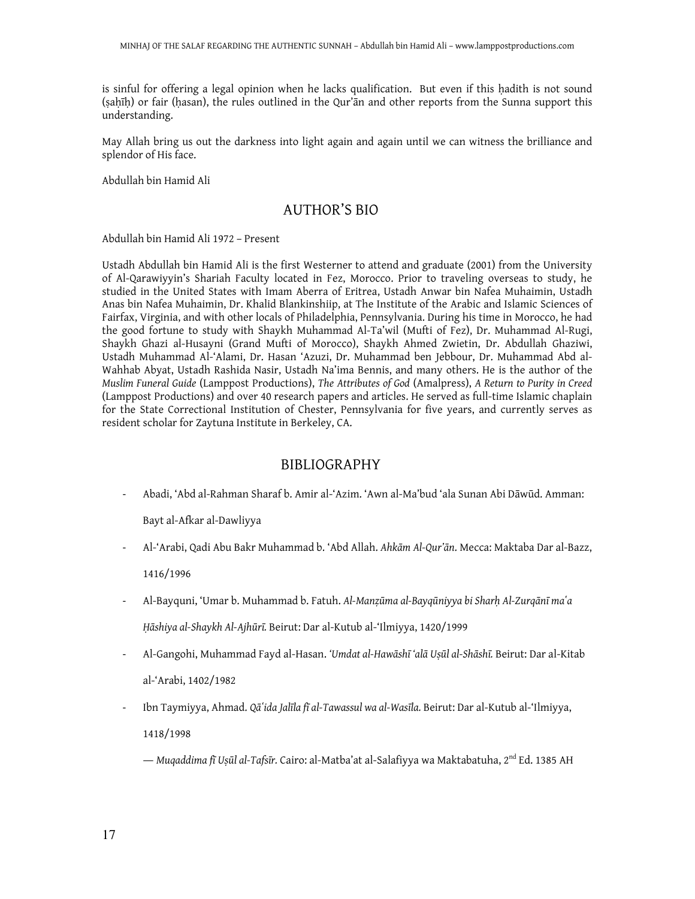is sinful for offering a legal opinion when he lacks qualification. But even if this ḥadith is not sound (ṣaḥīḥ) or fair (ḥasan), the rules outlined in the Qur'ān and other reports from the Sunna support this understanding.

May Allah bring us out the darkness into light again and again until we can witness the brilliance and splendor of His face.

Abdullah bin Hamid Ali

## AUTHOR'S BIO

Abdullah bin Hamid Ali 1972 – Present

Ustadh Abdullah bin Hamid Ali is the first Westerner to attend and graduate (2001) from the University of Al-Qarawiyyin's Shariah Faculty located in Fez, Morocco. Prior to traveling overseas to study, he studied in the United States with Imam Aberra of Eritrea, Ustadh Anwar bin Nafea Muhaimin, Ustadh Anas bin Nafea Muhaimin, Dr. Khalid Blankinshiip, at The Institute of the Arabic and Islamic Sciences of Fairfax, Virginia, and with other locals of Philadelphia, Pennsylvania. During his time in Morocco, he had the good fortune to study with Shaykh Muhammad Al-Ta'wil (Mufti of Fez), Dr. Muhammad Al-Rugi, Shaykh Ghazi al-Husayni (Grand Mufti of Morocco), Shaykh Ahmed Zwietin, Dr. Abdullah Ghaziwi, Ustadh Muhammad Al-'Alami, Dr. Hasan 'Azuzi, Dr. Muhammad ben Jebbour, Dr. Muhammad Abd al-Wahhab Abyat, Ustadh Rashida Nasir, Ustadh Na'ima Bennis, and many others. He is the author of the *Muslim Funeral Guide* (Lamppost Productions), *The Attributes of God* (Amalpress), *A Return to Purity in Creed* (Lamppost Productions) and over 40 research papers and articles. He served as full-time Islamic chaplain for the State Correctional Institution of Chester, Pennsylvania for five years, and currently serves as resident scholar for Zaytuna Institute in Berkeley, CA.

## BIBLIOGRAPHY

- Abadi, 'Abd al-Rahman Sharaf b. Amir al-'Azim. 'Awn al-Ma'bud 'ala Sunan Abi Dāwūd. Amman: Bayt al-Afkar al-Dawliyya
- Al-'Arabi, Qadi Abu Bakr Muhammad b. 'Abd Allah. *Ahkām Al-Qur'ān*. Mecca: Maktaba Dar al-Bazz, 1416/1996
- Al-Bayquni, 'Umar b. Muhammad b. Fatuh. *Al-Manẓūma al-Bayqūniyya bi Sharḥ Al-Zurqānī maʿa Ḥāshiya al-Shaykh Al-Ajhūrī.* Beirut: Dar al-Kutub al-'Ilmiyya, 1420/1999
- Al-Gangohi, Muhammad Fayd al-Hasan. *'Umdat al-Hawāshī 'alā Uṣūl al-Shāshī.* Beirut: Dar al-Kitab al-'Arabi, 1402/1982
- Ibn Taymiyya, Ahmad. *Qāʿida Jalīla fī al-Tawassul wa al-Wasīla.* Beirut: Dar al-Kutub al-'Ilmiyya, 1418/1998

  — *Muqaddima fī Uṣūl al-Tafsīr.* Cairo: al-Matba'at al-Salafiyya wa Maktabatuha, 2nd Ed. 1385 AH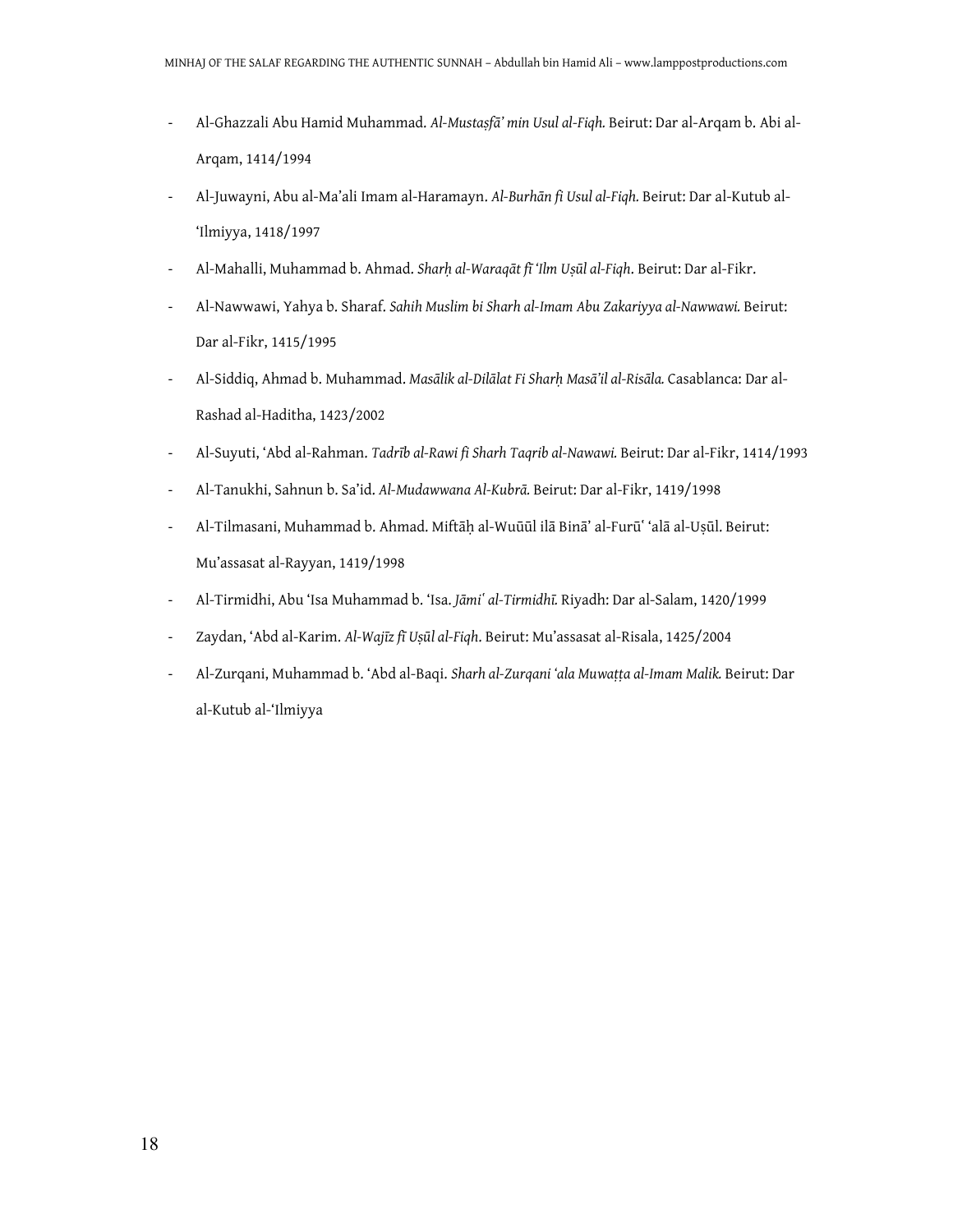- Al-Ghazzali Abu Hamid Muhammad. *Al-Mustaṣfā' min Usul al-Fiqh.* Beirut: Dar al-Arqam b. Abi al-Arqam, 1414/1994
- Al-Juwayni, Abu al-Ma'ali Imam al-Haramayn. *Al-Burhān fi Usul al-Fiqh.* Beirut: Dar al-Kutub al-'Ilmiyya, 1418/1997
- Al-Mahalli, Muhammad b. Ahmad. *Sharḥ al-Waraqāt fī 'Ilm Uṣūl al-Fiqh*. Beirut: Dar al-Fikr.
- Al-Nawwawi, Yahya b. Sharaf. *Sahih Muslim bi Sharh al-Imam Abu Zakariyya al-Nawwawi.* Beirut: Dar al-Fikr, 1415/1995
- Al-Siddiq, Ahmad b. Muhammad. *Masālik al-Dilālat Fi Sharḥ Masā'il al-Risāla.* Casablanca: Dar al-Rashad al-Haditha, 1423/2002
- Al-Suyuti, 'Abd al-Rahman. *Tadrīb al-Rawi fi Sharh Taqrib al-Nawawi.* Beirut: Dar al-Fikr, 1414/1993
- Al-Tanukhi, Sahnun b. Sa'id. *Al-Mudawwana Al-Kubrā.* Beirut: Dar al-Fikr, 1419/1998
- Al-Tilmasani, Muhammad b. Ahmad. Miftāḥ al-Wuūūl ilā Binā' al-Furūʿ 'alā al-Uṣūl. Beirut: Mu'assasat al-Rayyan, 1419/1998
- Al-Tirmidhi, Abu 'Isa Muhammad b. 'Isa. *Jāmiʿ al-Tirmidhī.* Riyadh: Dar al-Salam, 1420/1999
- Zaydan, 'Abd al-Karim. *Al-Wajīz fī Uṣūl al-Fiqh*. Beirut: Mu'assasat al-Risala, 1425/2004
- Al-Zurqani, Muhammad b. 'Abd al-Baqi. *Sharh al-Zurqani 'ala Muwaṭṭa al-Imam Malik.* Beirut: Dar al-Kutub al-'Ilmiyya